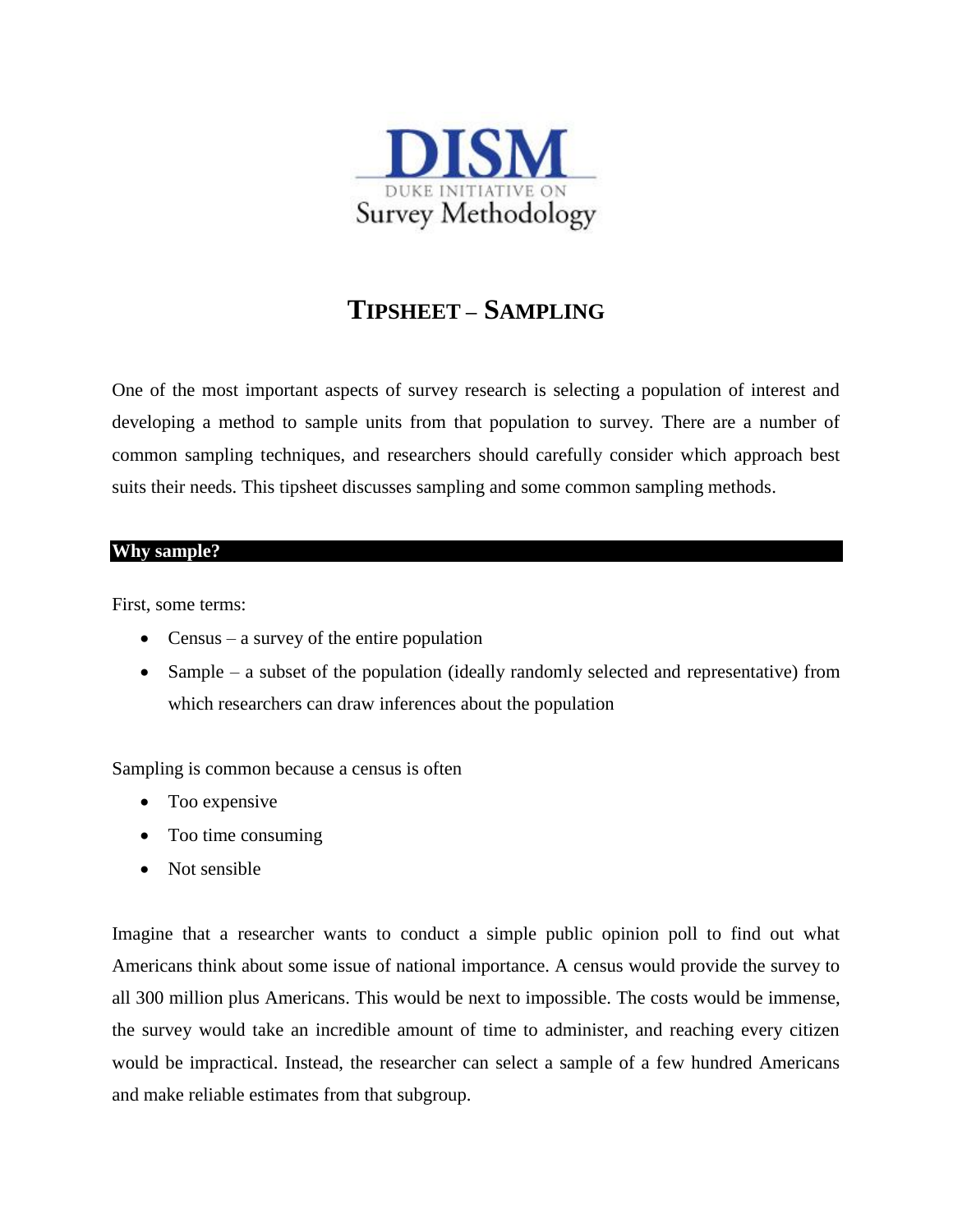DISM

DUKE INITIATIVE ON

Survey Methodology

# TIPSHEET – SAMPLING

One of the most important aspects of survey research is selecting a population of interest and developing a method to sample units from that population to survey. There are a number of common sampling techniques, and researchers should carefully consider which approach best suits their needs. This tipsheet discusses sampling and some common sampling methods.

## Why sample?

First, some terms:

- Census – a survey of the entire population
- Sample – a subset of the population (ideally randomly selected and representative) from which researchers can draw inferences about the population

Sampling is common because a census is often

- Too expensive
- Too time consuming
- Not sensible

Imagine that a researcher wants to conduct a simple public opinion poll to find out what Americans think about some issue of national importance. A census would provide the survey to all 300 million plus Americans. This would be next to impossible. The costs would be immense, the survey would take an incredible amount of time to administer, and reaching every citizen would be impractical. Instead, the researcher can select a sample of a few hundred Americans and make reliable estimates from that subgroup.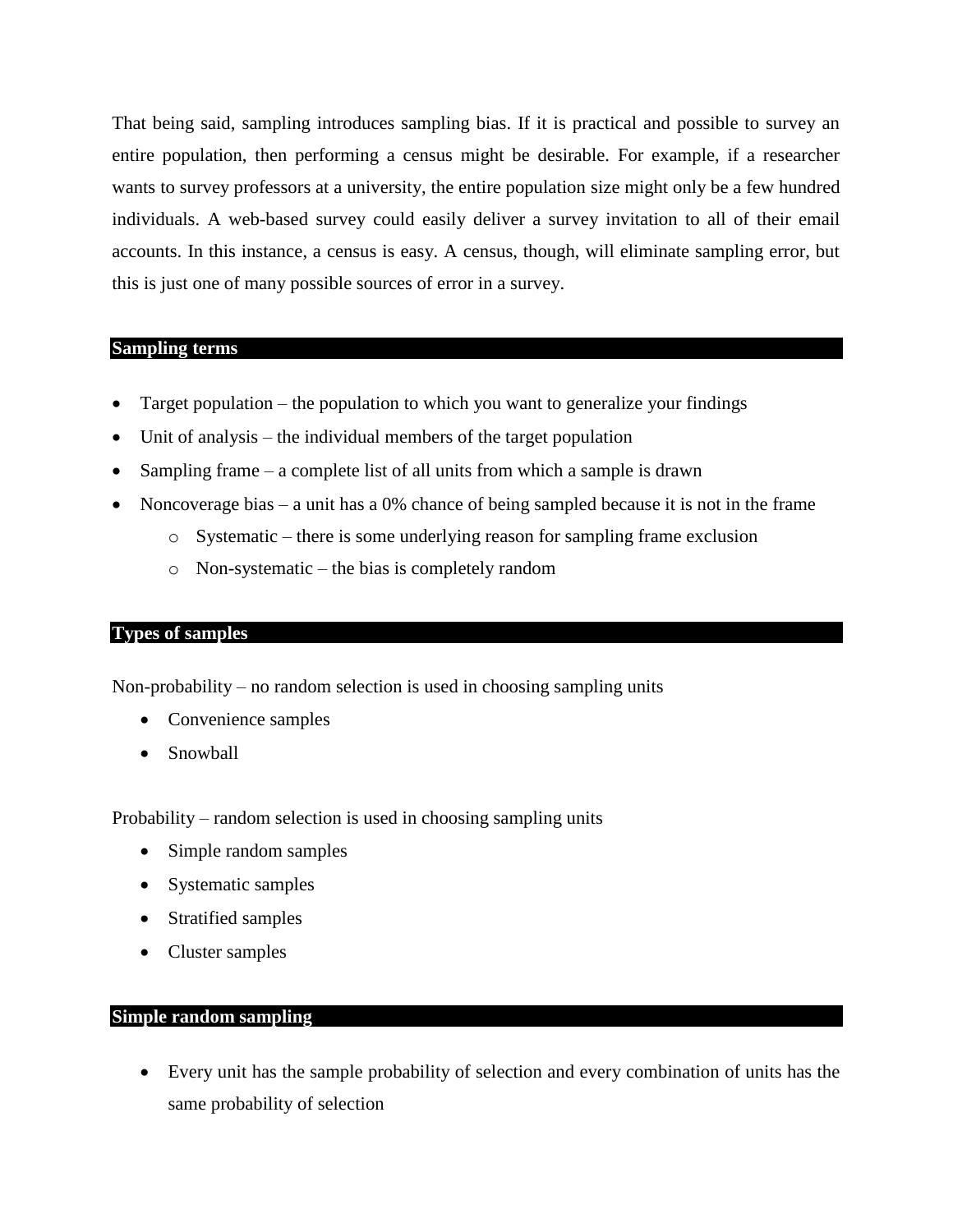That being said, sampling introduces sampling bias. If it is practical and possible to survey an entire population, then performing a census might be desirable. For example, if a researcher wants to survey professors at a university, the entire population size might only be a few hundred individuals. A web-based survey could easily deliver a survey invitation to all of their email accounts. In this instance, a census is easy. A census, though, will eliminate sampling error, but this is just one of many possible sources of error in a survey.

## Sampling terms

- Target population – the population to which you want to generalize your findings
- Unit of analysis – the individual members of the target population
- Sampling frame – a complete list of all units from which a sample is drawn
- Noncoverage bias – a unit has a 0% chance of being sampled because it is not in the frame
  - Systematic – there is some underlying reason for sampling frame exclusion
  - Non-systematic – the bias is completely random

## Types of samples

Non-probability – no random selection is used in choosing sampling units

- Convenience samples
- Snowball

Probability – random selection is used in choosing sampling units

- Simple random samples
- Systematic samples
- Stratified samples
- Cluster samples

## Simple random sampling

- Every unit has the sample probability of selection and every combination of units has the same probability of selection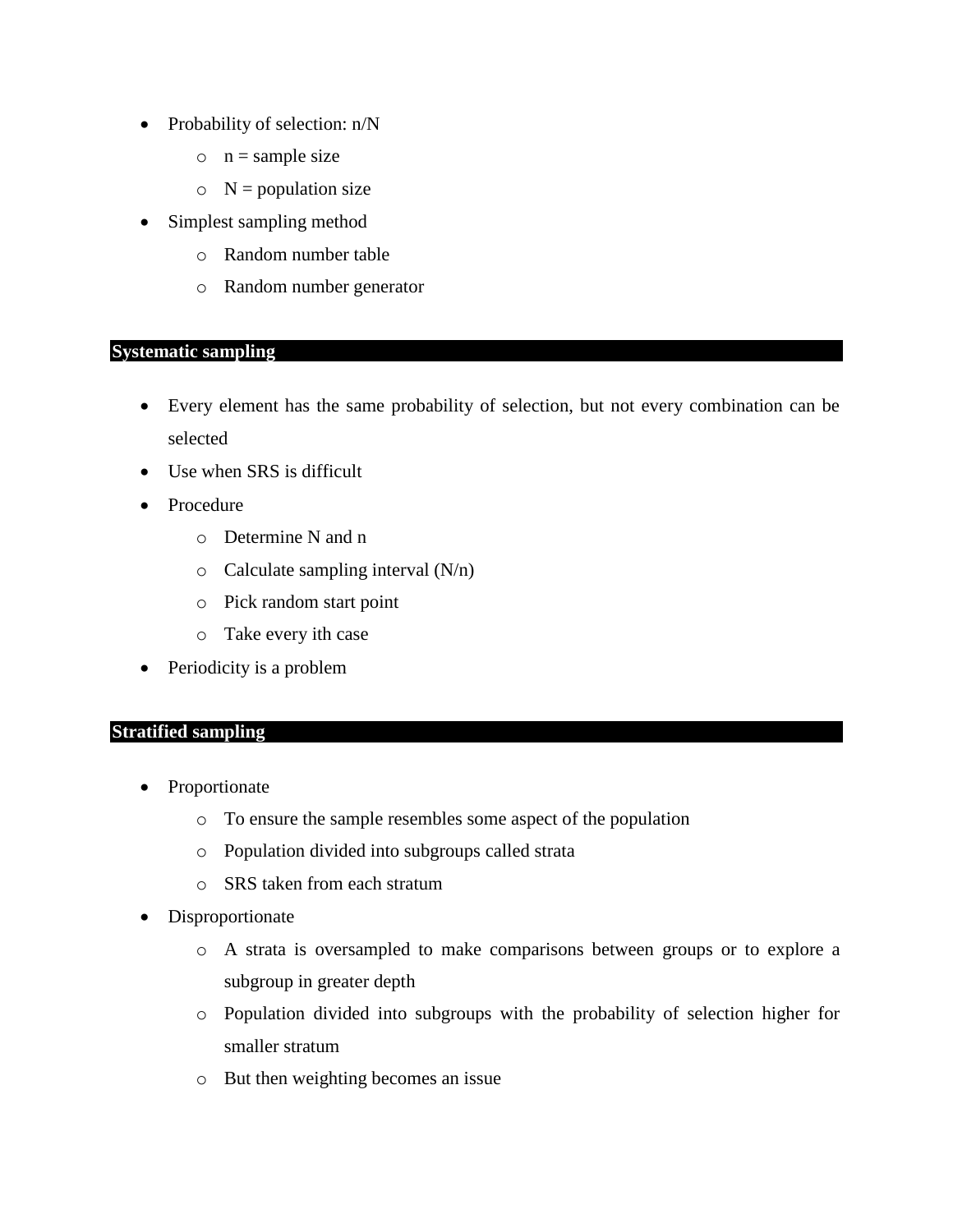- Probability of selection: n/N
  - n = sample size
  - N = population size
- Simplest sampling method
  - Random number table
  - Random number generator

## Systematic sampling

- Every element has the same probability of selection, but not every combination can be selected
- Use when SRS is difficult
- Procedure
  - Determine N and n
  - Calculate sampling interval (N/n)
  - Pick random start point
  - Take every ith case
- Periodicity is a problem

## Stratified sampling

- Proportionate
  - To ensure the sample resembles some aspect of the population
  - Population divided into subgroups called strata
  - SRS taken from each stratum
- Disproportionate
  - A strata is oversampled to make comparisons between groups or to explore a subgroup in greater depth
  - Population divided into subgroups with the probability of selection higher for smaller stratum
  - But then weighting becomes an issue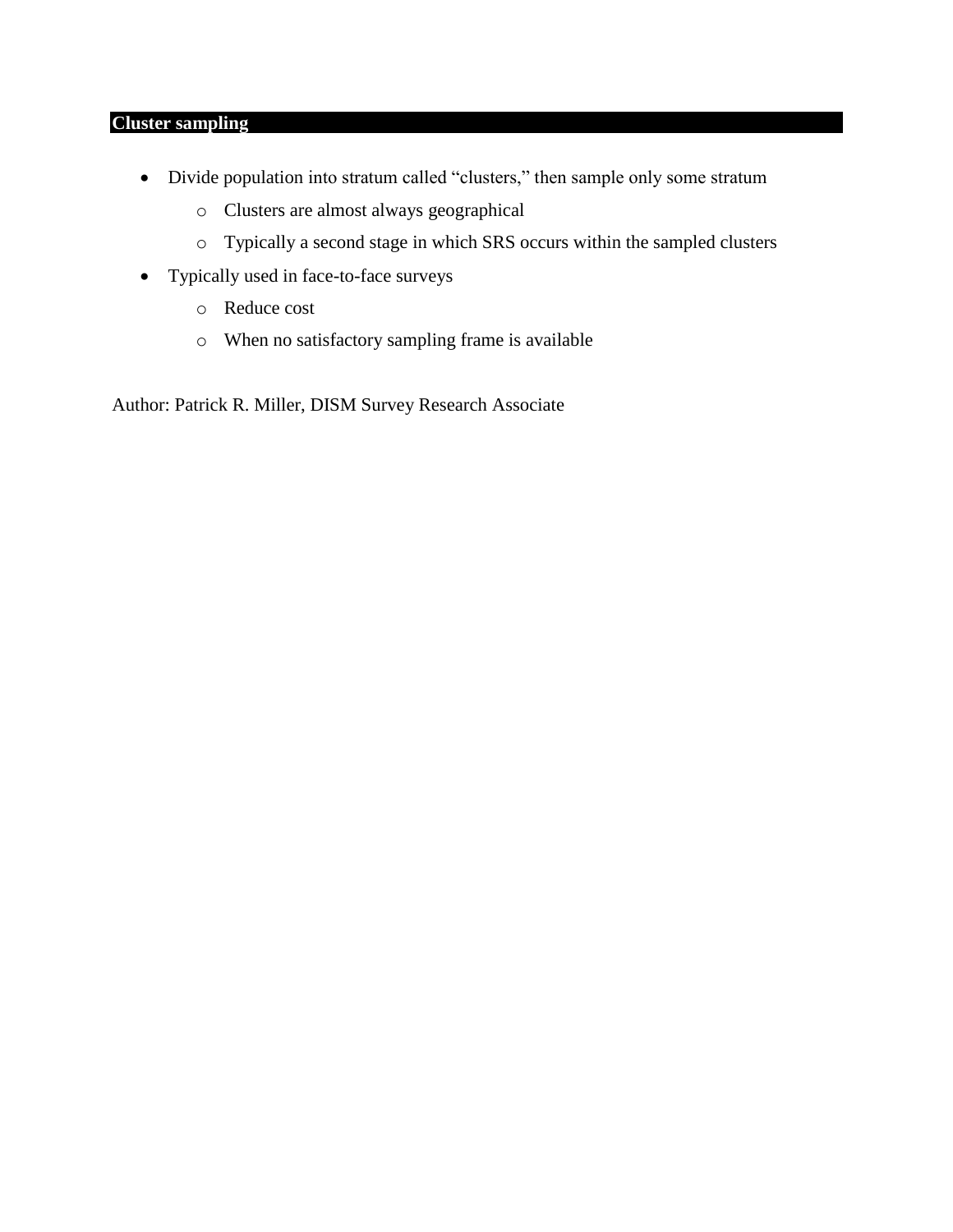## Cluster sampling

- Divide population into stratum called “clusters,” then sample only some stratum
  - Clusters are almost always geographical
  - Typically a second stage in which SRS occurs within the sampled clusters
- Typically used in face-to-face surveys
  - Reduce cost
  - When no satisfactory sampling frame is available

Author: Patrick R. Miller, DISM Survey Research Associate